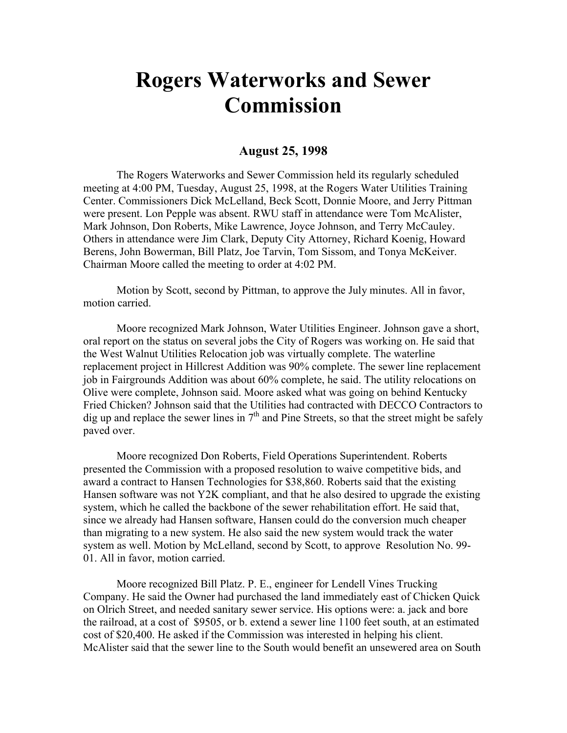# Rogers Waterworks and Sewer Commission

### August 25, 1998

The Rogers Waterworks and Sewer Commission held its regularly scheduled meeting at 4:00 PM, Tuesday, August 25, 1998, at the Rogers Water Utilities Training Center. Commissioners Dick McLelland, Beck Scott, Donnie Moore, and Jerry Pittman were present. Lon Pepple was absent. RWU staff in attendance were Tom McAlister, Mark Johnson, Don Roberts, Mike Lawrence, Joyce Johnson, and Terry McCauley. Others in attendance were Jim Clark, Deputy City Attorney, Richard Koenig, Howard Berens, John Bowerman, Bill Platz, Joe Tarvin, Tom Sissom, and Tonya McKeiver. Chairman Moore called the meeting to order at 4:02 PM.

Motion by Scott, second by Pittman, to approve the July minutes. All in favor, motion carried.

Moore recognized Mark Johnson, Water Utilities Engineer. Johnson gave a short, oral report on the status on several jobs the City of Rogers was working on. He said that the West Walnut Utilities Relocation job was virtually complete. The waterline replacement project in Hillcrest Addition was 90% complete. The sewer line replacement job in Fairgrounds Addition was about 60% complete, he said. The utility relocations on Olive were complete, Johnson said. Moore asked what was going on behind Kentucky Fried Chicken? Johnson said that the Utilities had contracted with DECCO Contractors to dig up and replace the sewer lines in 7th and Pine Streets, so that the street might be safely paved over.

Moore recognized Don Roberts, Field Operations Superintendent. Roberts presented the Commission with a proposed resolution to waive competitive bids, and award a contract to Hansen Technologies for $38,860. Roberts said that the existing Hansen software was not Y2K compliant, and that he also desired to upgrade the existing system, which he called the backbone of the sewer rehabilitation effort. He said that, since we already had Hansen software, Hansen could do the conversion much cheaper than migrating to a new system. He also said the new system would track the water system as well. Motion by McLelland, second by Scott, to approve Resolution No. 99-01. All in favor, motion carried.

Moore recognized Bill Platz. P. E., engineer for Lendell Vines Trucking Company. He said the Owner had purchased the land immediately east of Chicken Quick on Olrich Street, and needed sanitary sewer service. His options were: a. jack and bore the railroad, at a cost of $9505, or b. extend a sewer line 1100 feet south, at an estimated cost of $20,400. He asked if the Commission was interested in helping his client. McAlister said that the sewer line to the South would benefit an unsewered area on South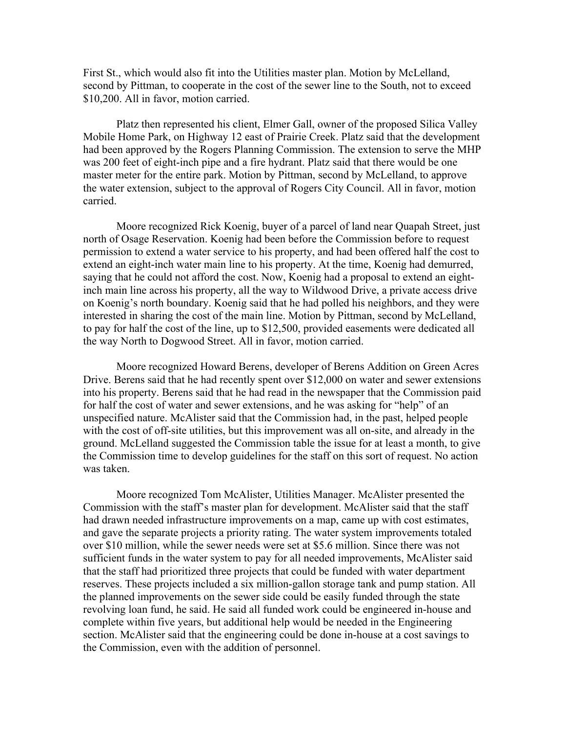First St., which would also fit into the Utilities master plan. Motion by McLelland, second by Pittman, to cooperate in the cost of the sewer line to the South, not to exceed $10,200. All in favor, motion carried.

Platz then represented his client, Elmer Gall, owner of the proposed Silica Valley Mobile Home Park, on Highway 12 east of Prairie Creek. Platz said that the development had been approved by the Rogers Planning Commission. The extension to serve the MHP was 200 feet of eight-inch pipe and a fire hydrant. Platz said that there would be one master meter for the entire park. Motion by Pittman, second by McLelland, to approve the water extension, subject to the approval of Rogers City Council. All in favor, motion carried.

Moore recognized Rick Koenig, buyer of a parcel of land near Quapah Street, just north of Osage Reservation. Koenig had been before the Commission before to request permission to extend a water service to his property, and had been offered half the cost to extend an eight-inch water main line to his property. At the time, Koenig had demurred, saying that he could not afford the cost. Now, Koenig had a proposal to extend an eight-inch main line across his property, all the way to Wildwood Drive, a private access drive on Koenig's north boundary. Koenig said that he had polled his neighbors, and they were interested in sharing the cost of the main line. Motion by Pittman, second by McLelland, to pay for half the cost of the line, up to $12,500, provided easements were dedicated all the way North to Dogwood Street. All in favor, motion carried.

Moore recognized Howard Berens, developer of Berens Addition on Green Acres Drive. Berens said that he had recently spent over $12,000 on water and sewer extensions into his property. Berens said that he had read in the newspaper that the Commission paid for half the cost of water and sewer extensions, and he was asking for "help" of an unspecified nature. McAlister said that the Commission had, in the past, helped people with the cost of off-site utilities, but this improvement was all on-site, and already in the ground. McLelland suggested the Commission table the issue for at least a month, to give the Commission time to develop guidelines for the staff on this sort of request. No action was taken.

Moore recognized Tom McAlister, Utilities Manager. McAlister presented the Commission with the staff's master plan for development. McAlister said that the staff had drawn needed infrastructure improvements on a map, came up with cost estimates, and gave the separate projects a priority rating. The water system improvements totaled over $10 million, while the sewer needs were set at $5.6 million. Since there was not sufficient funds in the water system to pay for all needed improvements, McAlister said that the staff had prioritized three projects that could be funded with water department reserves. These projects included a six million-gallon storage tank and pump station. All the planned improvements on the sewer side could be easily funded through the state revolving loan fund, he said. He said all funded work could be engineered in-house and complete within five years, but additional help would be needed in the Engineering section. McAlister said that the engineering could be done in-house at a cost savings to the Commission, even with the addition of personnel.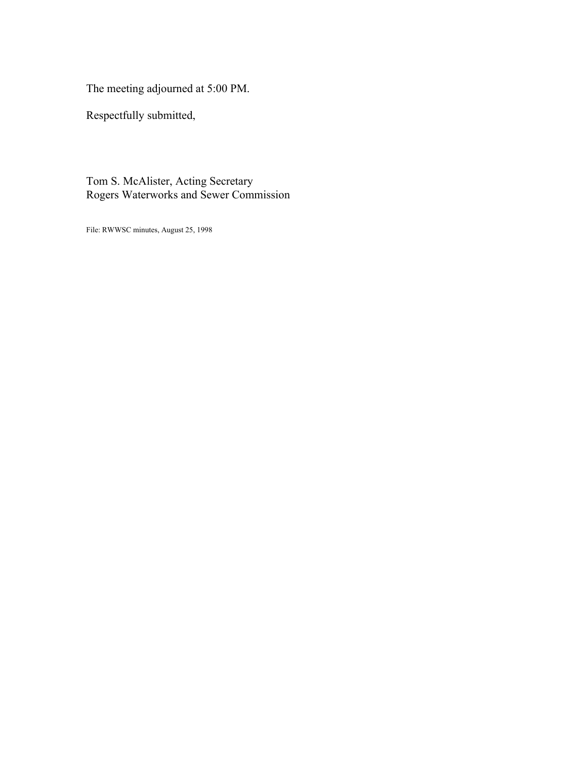The meeting adjourned at 5:00 PM.

Respectfully submitted,

Tom S. McAlister, Acting Secretary
Rogers Waterworks and Sewer Commission

File: RWWSC minutes, August 25, 1998